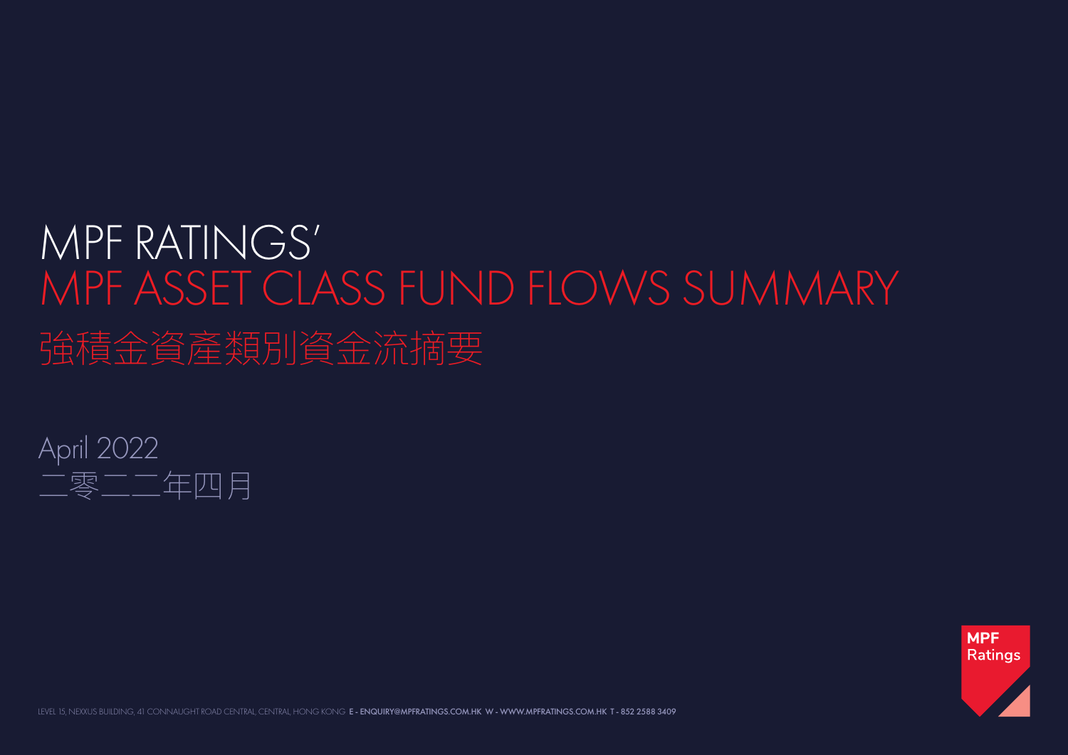# MPF RATINGS'
# MPF ASSET CLASS FUND FLOWS SUMMARY
# 強積金資產類別資金流摘要

April 2022
二零二二年四月

LEVEL 15, NEXXUS BUILDING, 41 CONNAUGHT ROAD CENTRAL, CENTRAL, HONG KONG **E - ENQUIRY@MPFRATINGS.COM.HK W - WWW.MPFRATINGS.COM.HK T - 852 2588 3409**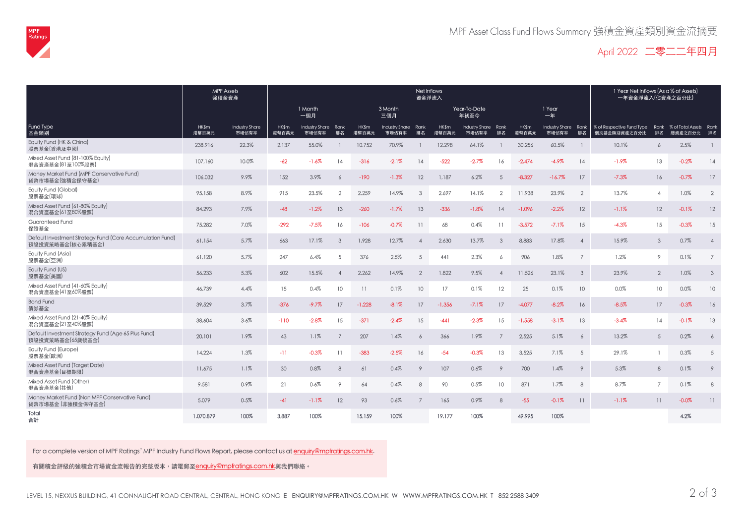# MPF Asset Class Fund Flows Summary 強積金資產類別資金流摘要

## April 2022 二零二二年四月

| Fund Type 基金類別 | MPF Assets 強積金資產 | | Net Inflows 資金淨流入 | | | | | | | | | | | | 1 Year Net Inflows (As a % of Assets) 一年資金淨流入(佔資產之百分比) | | | |
|---|---|---|---|---|---|---|---|---|---|---|---|---|---|---|---|---|---|---|
| | | | 1 Month 一個月 | | | 3 Month 三個月 | | | Year-To-Date 年初至今 | | | 1 Year 一年 | | | | | | |
| | HK$m 港幣百萬元 | Industry Share 市場佔有率 | HK$m 港幣百萬元 | Industry Share 市場佔有率 | Rank 排名 | HK$m 港幣百萬元 | Industry Share 市場佔有率 | Rank 排名 | HK$m 港幣百萬元 | Industry Share 市場佔有率 | Rank 排名 | HK$m 港幣百萬元 | Industry Share 市場佔有率 | Rank 排名 | % of Respective Fund Type 個別基金類別資產之百分比 | Rank 排名 | % of Total Assets 總資產之百分比 | Rank 排名 |
| Equity Fund (HK & China) 股票基金(香港及中國) | 238,916 | 22.3% | 2,137 | 55.0% | 1 | 10,752 | 70.9% | 1 | 12,298 | 64.1% | 1 | 30,256 | 60.5% | 1 | 10.1% | 6 | 2.5% | 1 |
| Mixed Asset Fund (81-100% Equity) 混合資產基金(81至100%股票) | 107,160 | 10.0% | -62 | -1.6% | 14 | -316 | -2.1% | 14 | -522 | -2.7% | 16 | -2,474 | -4.9% | 14 | -1.9% | 13 | -0.2% | 14 |
| Money Market Fund (MPF Conservative Fund) 貨幣市場基金(強積金保守基金) | 106,032 | 9.9% | 152 | 3.9% | 6 | -190 | -1.3% | 12 | 1,187 | 6.2% | 5 | -8,327 | -16.7% | 17 | -7.3% | 16 | -0.7% | 17 |
| Equity Fund (Global) 股票基金(環球) | 95,158 | 8.9% | 915 | 23.5% | 2 | 2,259 | 14.9% | 3 | 2,697 | 14.1% | 2 | 11,938 | 23.9% | 2 | 13.7% | 4 | 1.0% | 2 |
| Mixed Asset Fund (61-80% Equity) 混合資產基金(61至80%股票) | 84,293 | 7.9% | -48 | -1.2% | 13 | -260 | -1.7% | 13 | -336 | -1.8% | 14 | -1,096 | -2.2% | 12 | -1.1% | 12 | -0.1% | 12 |
| Guaranteed Fund 保證基金 | 75,282 | 7.0% | -292 | -7.5% | 16 | -106 | -0.7% | 11 | 68 | 0.4% | 11 | -3,572 | -7.1% | 15 | -4.3% | 15 | -0.3% | 15 |
| Default Investment Strategy Fund (Core Accumulation Fund) 預設投資策略基金(核心累積基金) | 61,154 | 5.7% | 663 | 17.1% | 3 | 1,928 | 12.7% | 4 | 2,630 | 13.7% | 3 | 8,883 | 17.8% | 4 | 15.9% | 3 | 0.7% | 4 |
| Equity Fund (Asia) 股票基金(亞洲) | 61,120 | 5.7% | 247 | 6.4% | 5 | 376 | 2.5% | 5 | 441 | 2.3% | 6 | 906 | 1.8% | 7 | 1.2% | 9 | 0.1% | 7 |
| Equity Fund (US) 股票基金(美國) | 56,233 | 5.3% | 602 | 15.5% | 4 | 2,262 | 14.9% | 2 | 1,822 | 9.5% | 4 | 11,526 | 23.1% | 3 | 23.9% | 2 | 1.0% | 3 |
| Mixed Asset Fund (41-60% Equity) 混合資產基金(41至60%股票) | 46,739 | 4.4% | 15 | 0.4% | 10 | 11 | 0.1% | 10 | 17 | 0.1% | 12 | 25 | 0.1% | 10 | 0.0% | 10 | 0.0% | 10 |
| Bond Fund 債券基金 | 39,529 | 3.7% | -376 | -9.7% | 17 | -1,228 | -8.1% | 17 | -1,356 | -7.1% | 17 | -4,077 | -8.2% | 16 | -8.5% | 17 | -0.3% | 16 |
| Mixed Asset Fund (21-40% Equity) 混合資產基金(21至40%股票) | 38,604 | 3.6% | -110 | -2.8% | 15 | -371 | -2.4% | 15 | -441 | -2.3% | 15 | -1,558 | -3.1% | 13 | -3.4% | 14 | -0.1% | 13 |
| Default Investment Strategy Fund (Age 65 Plus Fund) 預設投資策略基金(65歲後基金) | 20,101 | 1.9% | 43 | 1.1% | 7 | 207 | 1.4% | 6 | 366 | 1.9% | 7 | 2,525 | 5.1% | 6 | 13.2% | 5 | 0.2% | 6 |
| Equity Fund (Europe) 股票基金(歐洲) | 14,224 | 1.3% | -11 | -0.3% | 11 | -383 | -2.5% | 16 | -54 | -0.3% | 13 | 3,525 | 7.1% | 5 | 29.1% | 1 | 0.3% | 5 |
| Mixed Asset Fund (Target Date) 混合資產基金(目標期限) | 11,675 | 1.1% | 30 | 0.8% | 8 | 61 | 0.4% | 9 | 107 | 0.6% | 9 | 700 | 1.4% | 9 | 5.3% | 8 | 0.1% | 9 |
| Mixed Asset Fund (Other) 混合資產基金(其他) | 9,581 | 0.9% | 21 | 0.6% | 9 | 64 | 0.4% | 8 | 90 | 0.5% | 10 | 871 | 1.7% | 8 | 8.7% | 7 | 0.1% | 8 |
| Money Market Fund (Non MPF Conservative Fund) 貨幣市場基金 (非強積金保守基金) | 5,079 | 0.5% | -41 | -1.1% | 12 | 93 | 0.6% | 7 | 165 | 0.9% | 8 | -55 | -0.1% | 11 | -1.1% | 11 | -0.0% | 11 |
| Total 合計 | 1,070,879 | 100% | 3,887 | 100% | | 15,159 | 100% | | 19,177 | 100% | | 49,995 | 100% | | | | 4.2% | |

For a complete version of MPF Ratings' MPF Industry Fund Flows Report, please contact us at enquiry@mpfratings.com.hk.

有關積金評級的強積金市場資金流報告的完整版本，請電郵至enquiry@mpfratings.com.hk與我們聯絡。

LEVEL 15, NEXXUS BUILDING, 41 CONNAUGHT ROAD CENTRAL, CENTRAL, HONG KONG E - ENQUIRY@MPFRATINGS.COM.HK W - WWW.MPFRATINGS.COM.HK T - 852 2588 3409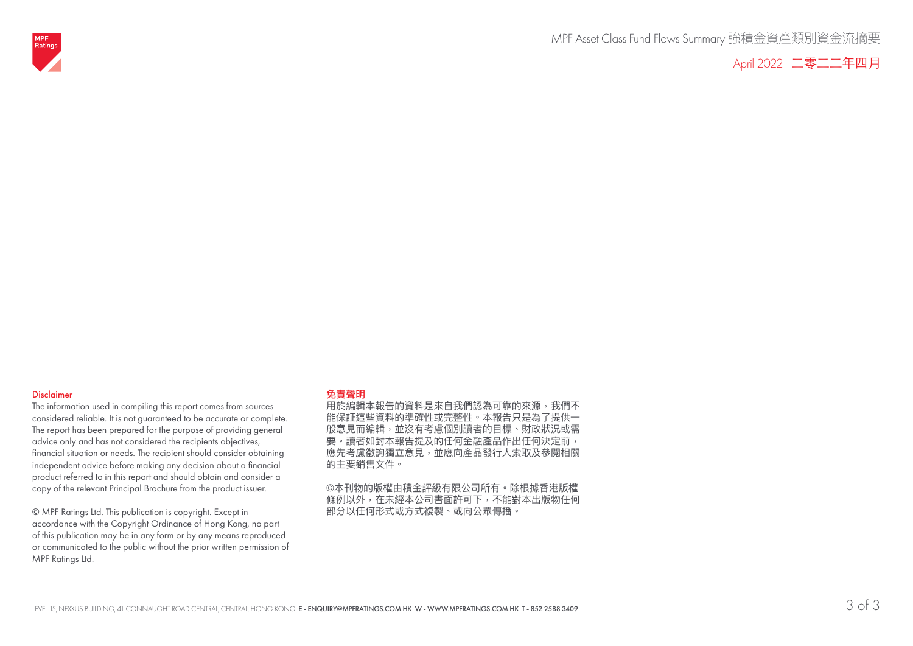## Disclaimer

The information used in compiling this report comes from sources considered reliable. It is not guaranteed to be accurate or complete. The report has been prepared for the purpose of providing general advice only and has not considered the recipients objectives, financial situation or needs. The recipient should consider obtaining independent advice before making any decision about a financial product referred to in this report and should obtain and consider a copy of the relevant Principal Brochure from the product issuer.

© MPF Ratings Ltd. This publication is copyright. Except in accordance with the Copyright Ordinance of Hong Kong, no part of this publication may be in any form or by any means reproduced or communicated to the public without the prior written permission of MPF Ratings Ltd.

## 免責聲明

用於編輯本報告的資料是來自我們認為可靠的來源，我們不能保証這些資料的準確性或完整性。本報告只是為了提供一般意見而編輯，並沒有考慮個別讀者的目標、財政狀況或需要。讀者如對本報告提及的任何金融產品作出任何決定前，應先考慮徵詢獨立意見，並應向產品發行人索取及參閱相關的主要銷售文件。

©本刊物的版權由積金評級有限公司所有。除根據香港版權條例以外，在未經本公司書面許可下，不能對本出版物任何部分以任何形式或方式複製、或向公眾傳播。

LEVEL 15, NEXXUS BUILDING, 41 CONNAUGHT ROAD CENTRAL, CENTRAL, HONG KONG **E - ENQUIRY@MPFRATINGS.COM.HK W - WWW.MPFRATINGS.COM.HK T - 852 2588 3409**